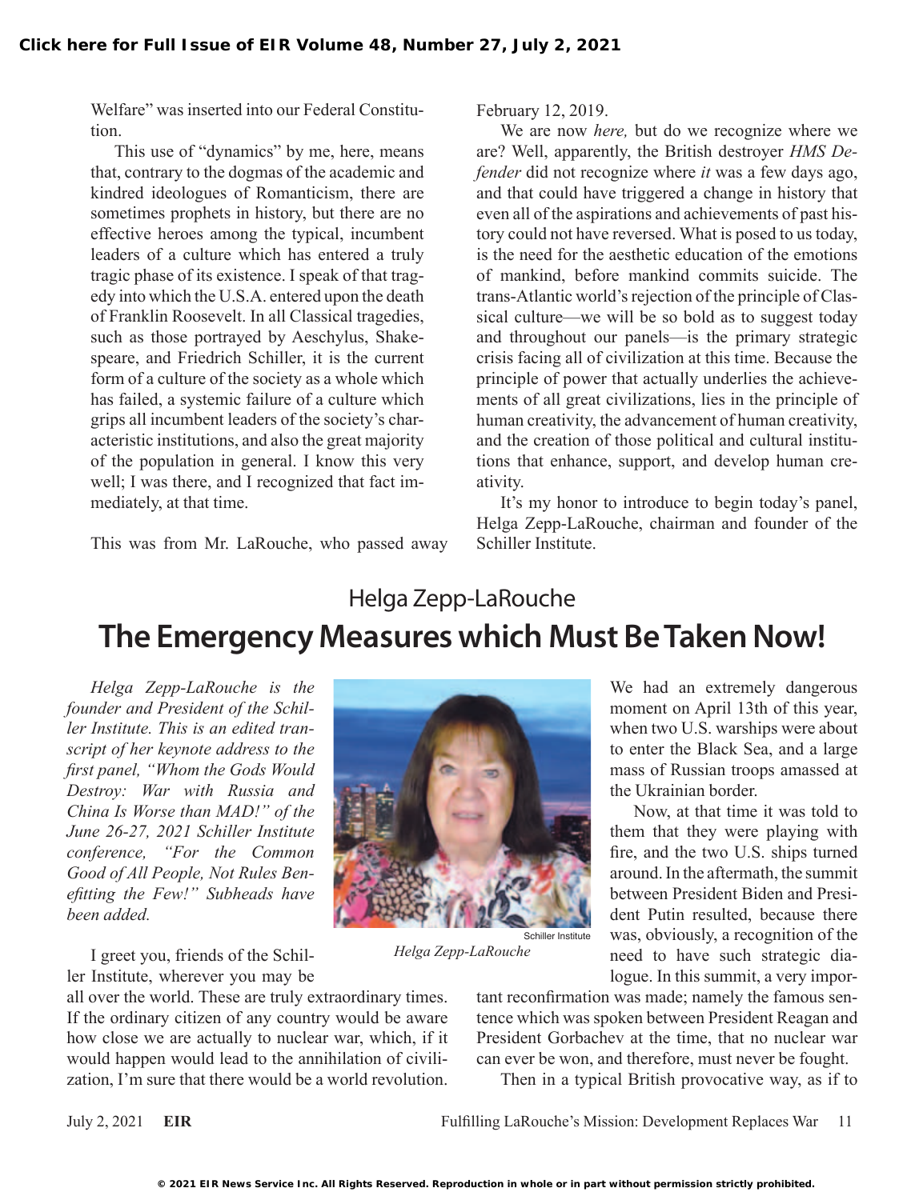Welfare" was inserted into our Federal Constitution.

This use of "dynamics" by me, here, means that, contrary to the dogmas of the academic and kindred ideologues of Romanticism, there are sometimes prophets in history, but there are no effective heroes among the typical, incumbent leaders of a culture which has entered a truly tragic phase of its existence. I speak of that tragedy into which the U.S.A. entered upon the death of Franklin Roosevelt. In all Classical tragedies, such as those portrayed by Aeschylus, Shakespeare, and Friedrich Schiller, it is the current form of a culture of the society as a whole which has failed, a systemic failure of a culture which grips all incumbent leaders of the society's characteristic institutions, and also the great majority of the population in general. I know this very well; I was there, and I recognized that fact immediately, at that time.

This was from Mr. LaRouche, who passed away February 12, 2019.

We are now *here,* but do we recognize where we are? Well, apparently, the British destroyer *HMS Defender* did not recognize where *it* was a few days ago, and that could have triggered a change in history that even all of the aspirations and achievements of past history could not have reversed. What is posed to us today, is the need for the aesthetic education of the emotions of mankind, before mankind commits suicide. The trans-Atlantic world's rejection of the principle of Classical culture—we will be so bold as to suggest today and throughout our panels—is the primary strategic crisis facing all of civilization at this time. Because the principle of power that actually underlies the achievements of all great civilizations, lies in the principle of human creativity, the advancement of human creativity, and the creation of those political and cultural institutions that enhance, support, and develop human creativity.

It's my honor to introduce to begin today's panel, Helga Zepp-LaRouche, chairman and founder of the Schiller Institute.

## Helga Zepp-LaRouche

# The Emergency Measures which Must Be Taken Now!

*Helga Zepp-LaRouche is the founder and President of the Schiller Institute. This is an edited transcript of her keynote address to the first panel, "Whom the Gods Would Destroy: War with Russia and China Is Worse than MAD!" of the June 26-27, 2021 Schiller Institute conference, "For the Common Good of All People, Not Rules Benefitting the Few!" Subheads have been added.*

Schiller Institute

*Helga Zepp-LaRouche*

I greet you, friends of the Schiller Institute, wherever you may be all over the world. These are truly extraordinary times. If the ordinary citizen of any country would be aware how close we are actually to nuclear war, which, if it would happen would lead to the annihilation of civilization, I'm sure that there would be a world revolution.

We had an extremely dangerous moment on April 13th of this year, when two U.S. warships were about to enter the Black Sea, and a large mass of Russian troops amassed at the Ukrainian border.

Now, at that time it was told to them that they were playing with fire, and the two U.S. ships turned around. In the aftermath, the summit between President Biden and President Putin resulted, because there was, obviously, a recognition of the need to have such strategic dialogue. In this summit, a very important reconfirmation was made; namely the famous sentence which was spoken between President Reagan and President Gorbachev at the time, that no nuclear war can ever be won, and therefore, must never be fought.

Then in a typical British provocative way, as if to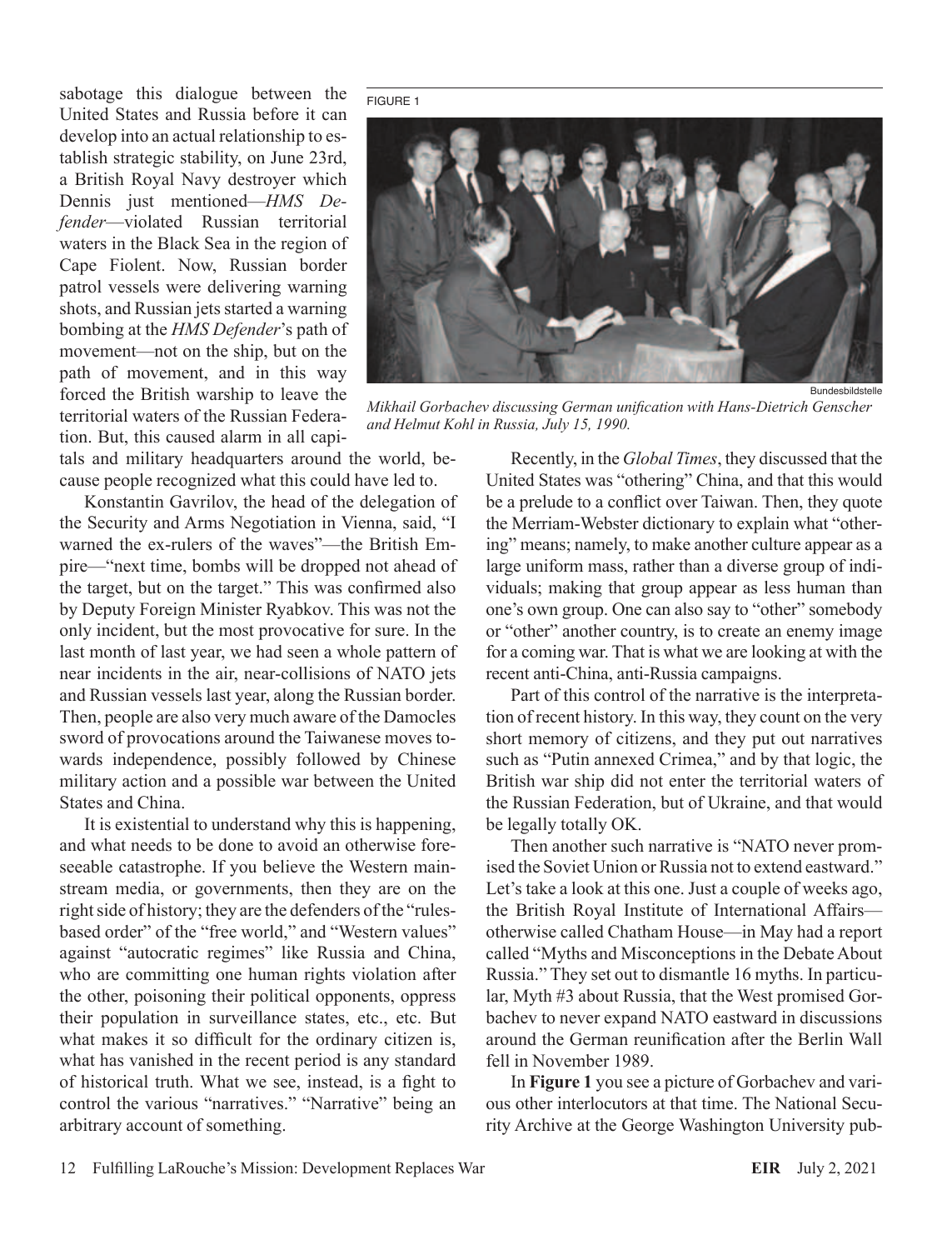sabotage this dialogue between the United States and Russia before it can develop into an actual relationship to establish strategic stability, on June 23rd, a British Royal Navy destroyer which Dennis just mentioned—*HMS Defender*—violated Russian territorial waters in the Black Sea in the region of Cape Fiolent. Now, Russian border patrol vessels were delivering warning shots, and Russian jets started a warning bombing at the *HMS Defender*'s path of movement—not on the ship, but on the path of movement, and in this way forced the British warship to leave the territorial waters of the Russian Federation. But, this caused alarm in all capitals and military headquarters around the world, because people recognized what this could have led to.

FIGURE 1

Bundesbildstelle

*Mikhail Gorbachev discussing German unification with Hans-Dietrich Genscher and Helmut Kohl in Russia, July 15, 1990.*

Konstantin Gavrilov, the head of the delegation of the Security and Arms Negotiation in Vienna, said, "I warned the ex-rulers of the waves"—the British Empire—"next time, bombs will be dropped not ahead of the target, but on the target." This was confirmed also by Deputy Foreign Minister Ryabkov. This was not the only incident, but the most provocative for sure. In the last month of last year, we had seen a whole pattern of near incidents in the air, near-collisions of NATO jets and Russian vessels last year, along the Russian border. Then, people are also very much aware of the Damocles sword of provocations around the Taiwanese moves towards independence, possibly followed by Chinese military action and a possible war between the United States and China.

It is existential to understand why this is happening, and what needs to be done to avoid an otherwise foreseeable catastrophe. If you believe the Western mainstream media, or governments, then they are on the right side of history; they are the defenders of the "rules-based order" of the "free world," and "Western values" against "autocratic regimes" like Russia and China, who are committing one human rights violation after the other, poisoning their political opponents, oppress their population in surveillance states, etc., etc. But what makes it so difficult for the ordinary citizen is, what has vanished in the recent period is any standard of historical truth. What we see, instead, is a fight to control the various "narratives." "Narrative" being an arbitrary account of something.

Recently, in the *Global Times*, they discussed that the United States was "othering" China, and that this would be a prelude to a conflict over Taiwan. Then, they quote the Merriam-Webster dictionary to explain what "othering" means; namely, to make another culture appear as a large uniform mass, rather than a diverse group of individuals; making that group appear as less human than one's own group. One can also say to "other" somebody or "other" another country, is to create an enemy image for a coming war. That is what we are looking at with the recent anti-China, anti-Russia campaigns.

Part of this control of the narrative is the interpretation of recent history. In this way, they count on the very short memory of citizens, and they put out narratives such as "Putin annexed Crimea," and by that logic, the British war ship did not enter the territorial waters of the Russian Federation, but of Ukraine, and that would be legally totally OK.

Then another such narrative is "NATO never promised the Soviet Union or Russia not to extend eastward." Let's take a look at this one. Just a couple of weeks ago, the British Royal Institute of International Affairs—otherwise called Chatham House—in May had a report called "Myths and Misconceptions in the Debate About Russia." They set out to dismantle 16 myths. In particular, Myth #3 about Russia, that the West promised Gorbachev to never expand NATO eastward in discussions around the German reunification after the Berlin Wall fell in November 1989.

In **Figure 1** you see a picture of Gorbachev and various other interlocutors at that time. The National Security Archive at the George Washington University pub-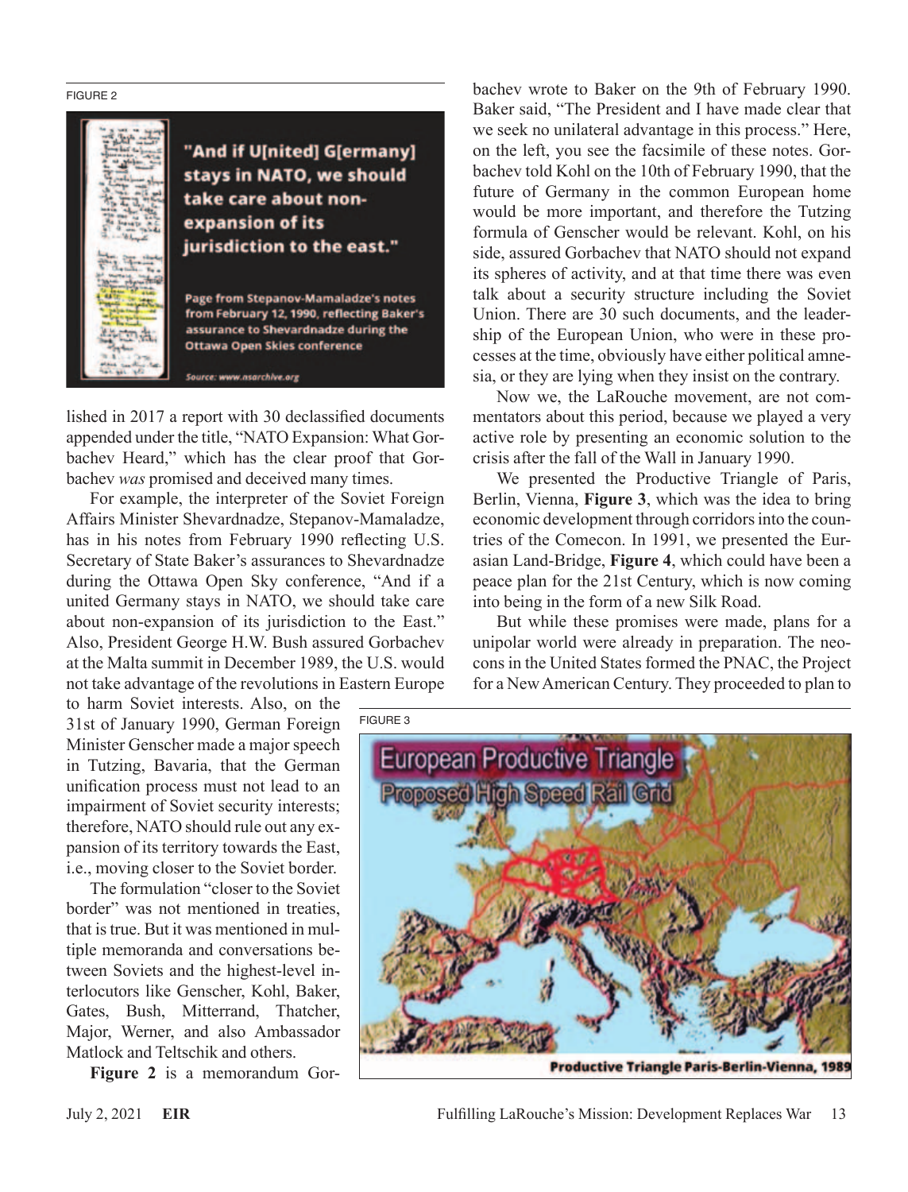FIGURE 2

"And if U[nited] G[ermany] stays in NATO, we should take care about non-expansion of its jurisdiction to the east."

Page from Stepanov-Mamaladze's notes from February 12, 1990, reflecting Baker's assurance to Shevardnadze during the Ottawa Open Skies conference

Source: www.nsarchive.org

lished in 2017 a report with 30 declassified documents appended under the title, "NATO Expansion: What Gorbachev Heard," which has the clear proof that Gorbachev *was* promised and deceived many times.

For example, the interpreter of the Soviet Foreign Affairs Minister Shevardnadze, Stepanov-Mamaladze, has in his notes from February 1990 reflecting U.S. Secretary of State Baker's assurances to Shevardnadze during the Ottawa Open Sky conference, "And if a united Germany stays in NATO, we should take care about non-expansion of its jurisdiction to the East." Also, President George H.W. Bush assured Gorbachev at the Malta summit in December 1989, the U.S. would not take advantage of the revolutions in Eastern Europe to harm Soviet interests. Also, on the 31st of January 1990, German Foreign Minister Genscher made a major speech in Tutzing, Bavaria, that the German unification process must not lead to an impairment of Soviet security interests; therefore, NATO should rule out any expansion of its territory towards the East, i.e., moving closer to the Soviet border.

The formulation "closer to the Soviet border" was not mentioned in treaties, that is true. But it was mentioned in multiple memoranda and conversations between Soviets and the highest-level interlocutors like Genscher, Kohl, Baker, Gates, Bush, Mitterrand, Thatcher, Major, Werner, and also Ambassador Matlock and Teltschik and others.

**Figure 2** is a memorandum Gorbachev wrote to Baker on the 9th of February 1990. Baker said, "The President and I have made clear that we seek no unilateral advantage in this process." Here, on the left, you see the facsimile of these notes. Gorbachev told Kohl on the 10th of February 1990, that the future of Germany in the common European home would be more important, and therefore the Tutzing formula of Genscher would be relevant. Kohl, on his side, assured Gorbachev that NATO should not expand its spheres of activity, and at that time there was even talk about a security structure including the Soviet Union. There are 30 such documents, and the leadership of the European Union, who were in these processes at the time, obviously have either political amnesia, or they are lying when they insist on the contrary.

Now we, the LaRouche movement, are not commentators about this period, because we played a very active role by presenting an economic solution to the crisis after the fall of the Wall in January 1990.

We presented the Productive Triangle of Paris, Berlin, Vienna, **Figure 3**, which was the idea to bring economic development through corridors into the countries of the Comecon. In 1991, we presented the Eurasian Land-Bridge, **Figure 4**, which could have been a peace plan for the 21st Century, which is now coming into being in the form of a new Silk Road.

But while these promises were made, plans for a unipolar world were already in preparation. The neocons in the United States formed the PNAC, the Project for a New American Century. They proceeded to plan to

FIGURE 3

European Productive Triangle

Proposed High Speed Rail Grid

Productive Triangle Paris-Berlin-Vienna, 1989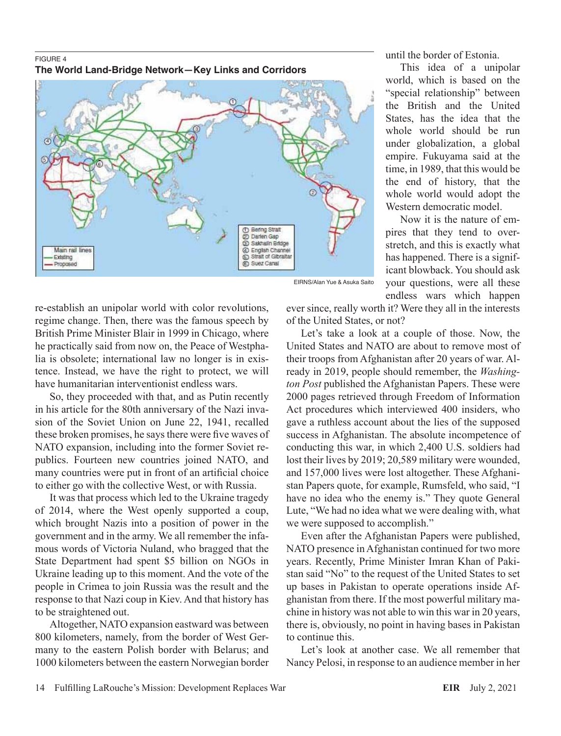FIGURE 4
**The World Land-Bridge Network—Key Links and Corridors**

① Bering Strait
② Darien Gap
③ Sakhalin Bridge
④ English Channel
⑤ Strait of Gibraltar
⑥ Suez Canal

Main rail lines
— Existing
— Proposed

EIRNS/Alan Yue & Asuka Saito

re-establish an unipolar world with color revolutions, regime change. Then, there was the famous speech by British Prime Minister Blair in 1999 in Chicago, where he practically said from now on, the Peace of Westphalia is obsolete; international law no longer is in existence. Instead, we have the right to protect, we will have humanitarian interventionist endless wars.

So, they proceeded with that, and as Putin recently in his article for the 80th anniversary of the Nazi invasion of the Soviet Union on June 22, 1941, recalled these broken promises, he says there were five waves of NATO expansion, including into the former Soviet republics. Fourteen new countries joined NATO, and many countries were put in front of an artificial choice to either go with the collective West, or with Russia.

It was that process which led to the Ukraine tragedy of 2014, where the West openly supported a coup, which brought Nazis into a position of power in the government and in the army. We all remember the infamous words of Victoria Nuland, who bragged that the State Department had spent $5 billion on NGOs in Ukraine leading up to this moment. And the vote of the people in Crimea to join Russia was the result and the response to that Nazi coup in Kiev. And that history has to be straightened out.

Altogether, NATO expansion eastward was between 800 kilometers, namely, from the border of West Germany to the eastern Polish border with Belarus; and 1000 kilometers between the eastern Norwegian border until the border of Estonia.

This idea of a unipolar world, which is based on the "special relationship" between the British and the United States, has the idea that the whole world should be run under globalization, a global empire. Fukuyama said at the time, in 1989, that this would be the end of history, that the whole world would adopt the Western democratic model.

Now it is the nature of empires that they tend to overstretch, and this is exactly what has happened. There is a significant blowback. You should ask your questions, were all these endless wars which happen ever since, really worth it? Were they all in the interests of the United States, or not?

Let's take a look at a couple of those. Now, the United States and NATO are about to remove most of their troops from Afghanistan after 20 years of war. Already in 2019, people should remember, the *Washington Post* published the Afghanistan Papers. These were 2000 pages retrieved through Freedom of Information Act procedures which interviewed 400 insiders, who gave a ruthless account about the lies of the supposed success in Afghanistan. The absolute incompetence of conducting this war, in which 2,400 U.S. soldiers had lost their lives by 2019; 20,589 military were wounded, and 157,000 lives were lost altogether. These Afghanistan Papers quote, for example, Rumsfeld, who said, "I have no idea who the enemy is." They quote General Lute, "We had no idea what we were dealing with, what we were supposed to accomplish."

Even after the Afghanistan Papers were published, NATO presence in Afghanistan continued for two more years. Recently, Prime Minister Imran Khan of Pakistan said "No" to the request of the United States to set up bases in Pakistan to operate operations inside Afghanistan from there. If the most powerful military machine in history was not able to win this war in 20 years, there is, obviously, no point in having bases in Pakistan to continue this.

Let's look at another case. We all remember that Nancy Pelosi, in response to an audience member in her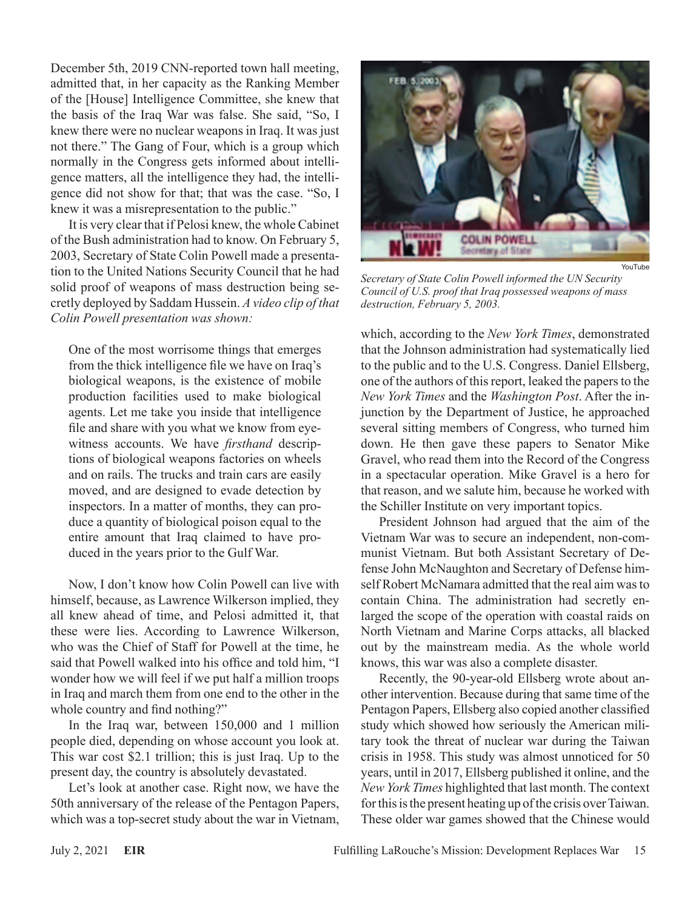December 5th, 2019 CNN-reported town hall meeting, admitted that, in her capacity as the Ranking Member of the [House] Intelligence Committee, she knew that the basis of the Iraq War was false. She said, "So, I knew there were no nuclear weapons in Iraq. It was just not there." The Gang of Four, which is a group which normally in the Congress gets informed about intelligence matters, all the intelligence they had, the intelligence did not show for that; that was the case. "So, I knew it was a misrepresentation to the public."

It is very clear that if Pelosi knew, the whole Cabinet of the Bush administration had to know. On February 5, 2003, Secretary of State Colin Powell made a presentation to the United Nations Security Council that he had solid proof of weapons of mass destruction being secretly deployed by Saddam Hussein. *A video clip of that Colin Powell presentation was shown:*

> One of the most worrisome things that emerges from the thick intelligence file we have on Iraq's biological weapons, is the existence of mobile production facilities used to make biological agents. Let me take you inside that intelligence file and share with you what we know from eyewitness accounts. We have *firsthand* descriptions of biological weapons factories on wheels and on rails. The trucks and train cars are easily moved, and are designed to evade detection by inspectors. In a matter of months, they can produce a quantity of biological poison equal to the entire amount that Iraq claimed to have produced in the years prior to the Gulf War.

Now, I don't know how Colin Powell can live with himself, because, as Lawrence Wilkerson implied, they all knew ahead of time, and Pelosi admitted it, that these were lies. According to Lawrence Wilkerson, who was the Chief of Staff for Powell at the time, he said that Powell walked into his office and told him, "I wonder how we will feel if we put half a million troops in Iraq and march them from one end to the other in the whole country and find nothing?"

In the Iraq war, between 150,000 and 1 million people died, depending on whose account you look at. This war cost $2.1 trillion; this is just Iraq. Up to the present day, the country is absolutely devastated.

Let's look at another case. Right now, we have the 50th anniversary of the release of the Pentagon Papers, which was a top-secret study about the war in Vietnam, which, according to the *New York Times*, demonstrated that the Johnson administration had systematically lied to the public and to the U.S. Congress. Daniel Ellsberg, one of the authors of this report, leaked the papers to the *New York Times* and the *Washington Post*. After the injunction by the Department of Justice, he approached several sitting members of Congress, who turned him down. He then gave these papers to Senator Mike Gravel, who read them into the Record of the Congress in a spectacular operation. Mike Gravel is a hero for that reason, and we salute him, because he worked with the Schiller Institute on very important topics.

YouTube

*Secretary of State Colin Powell informed the UN Security Council of U.S. proof that Iraq possessed weapons of mass destruction, February 5, 2003.*

President Johnson had argued that the aim of the Vietnam War was to secure an independent, non-communist Vietnam. But both Assistant Secretary of Defense John McNaughton and Secretary of Defense himself Robert McNamara admitted that the real aim was to contain China. The administration had secretly enlarged the scope of the operation with coastal raids on North Vietnam and Marine Corps attacks, all blacked out by the mainstream media. As the whole world knows, this war was also a complete disaster.

Recently, the 90-year-old Ellsberg wrote about another intervention. Because during that same time of the Pentagon Papers, Ellsberg also copied another classified study which showed how seriously the American military took the threat of nuclear war during the Taiwan crisis in 1958. This study was almost unnoticed for 50 years, until in 2017, Ellsberg published it online, and the *New York Times* highlighted that last month. The context for this is the present heating up of the crisis over Taiwan. These older war games showed that the Chinese would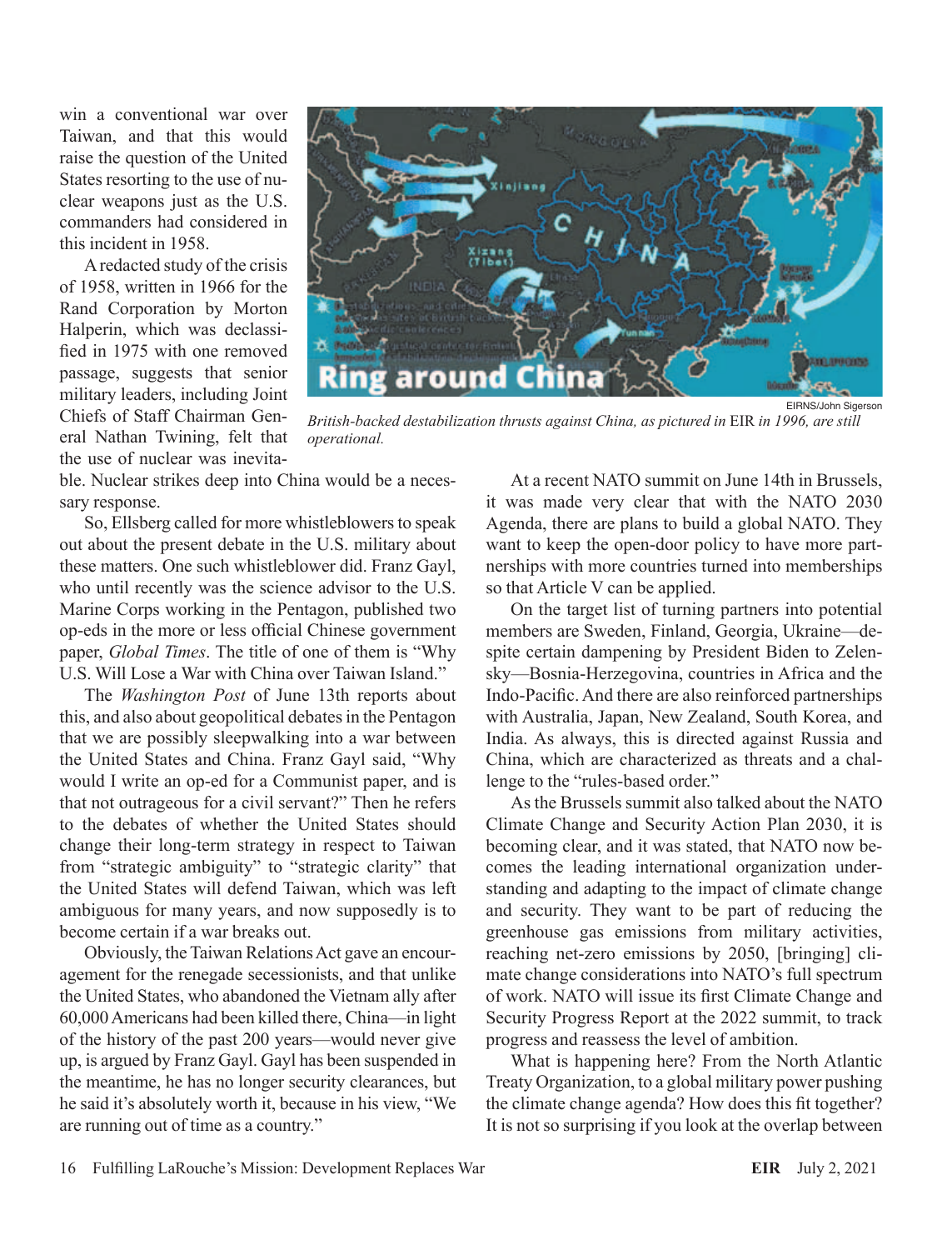win a conventional war over Taiwan, and that this would raise the question of the United States resorting to the use of nuclear weapons just as the U.S. commanders had considered in this incident in 1958.

A redacted study of the crisis of 1958, written in 1966 for the Rand Corporation by Morton Halperin, which was declassified in 1975 with one removed passage, suggests that senior military leaders, including Joint Chiefs of Staff Chairman General Nathan Twining, felt that the use of nuclear was inevitable. Nuclear strikes deep into China would be a necessary response.

EIRNS/John Sigerson

*British-backed destabilization thrusts against China, as pictured in* EIR *in 1996, are still operational.*

So, Ellsberg called for more whistleblowers to speak out about the present debate in the U.S. military about these matters. One such whistleblower did. Franz Gayl, who until recently was the science advisor to the U.S. Marine Corps working in the Pentagon, published two op-eds in the more or less official Chinese government paper, *Global Times*. The title of one of them is "Why U.S. Will Lose a War with China over Taiwan Island."

The *Washington Post* of June 13th reports about this, and also about geopolitical debates in the Pentagon that we are possibly sleepwalking into a war between the United States and China. Franz Gayl said, "Why would I write an op-ed for a Communist paper, and is that not outrageous for a civil servant?" Then he refers to the debates of whether the United States should change their long-term strategy in respect to Taiwan from "strategic ambiguity" to "strategic clarity" that the United States will defend Taiwan, which was left ambiguous for many years, and now supposedly is to become certain if a war breaks out.

Obviously, the Taiwan Relations Act gave an encouragement for the renegade secessionists, and that unlike the United States, who abandoned the Vietnam ally after 60,000 Americans had been killed there, China—in light of the history of the past 200 years—would never give up, is argued by Franz Gayl. Gayl has been suspended in the meantime, he has no longer security clearances, but he said it's absolutely worth it, because in his view, "We are running out of time as a country."

At a recent NATO summit on June 14th in Brussels, it was made very clear that with the NATO 2030 Agenda, there are plans to build a global NATO. They want to keep the open-door policy to have more partnerships with more countries turned into memberships so that Article V can be applied.

On the target list of turning partners into potential members are Sweden, Finland, Georgia, Ukraine—despite certain dampening by President Biden to Zelensky—Bosnia-Herzegovina, countries in Africa and the Indo-Pacific. And there are also reinforced partnerships with Australia, Japan, New Zealand, South Korea, and India. As always, this is directed against Russia and China, which are characterized as threats and a challenge to the "rules-based order."

As the Brussels summit also talked about the NATO Climate Change and Security Action Plan 2030, it is becoming clear, and it was stated, that NATO now becomes the leading international organization understanding and adapting to the impact of climate change and security. They want to be part of reducing the greenhouse gas emissions from military activities, reaching net-zero emissions by 2050, [bringing] climate change considerations into NATO's full spectrum of work. NATO will issue its first Climate Change and Security Progress Report at the 2022 summit, to track progress and reassess the level of ambition.

What is happening here? From the North Atlantic Treaty Organization, to a global military power pushing the climate change agenda? How does this fit together? It is not so surprising if you look at the overlap between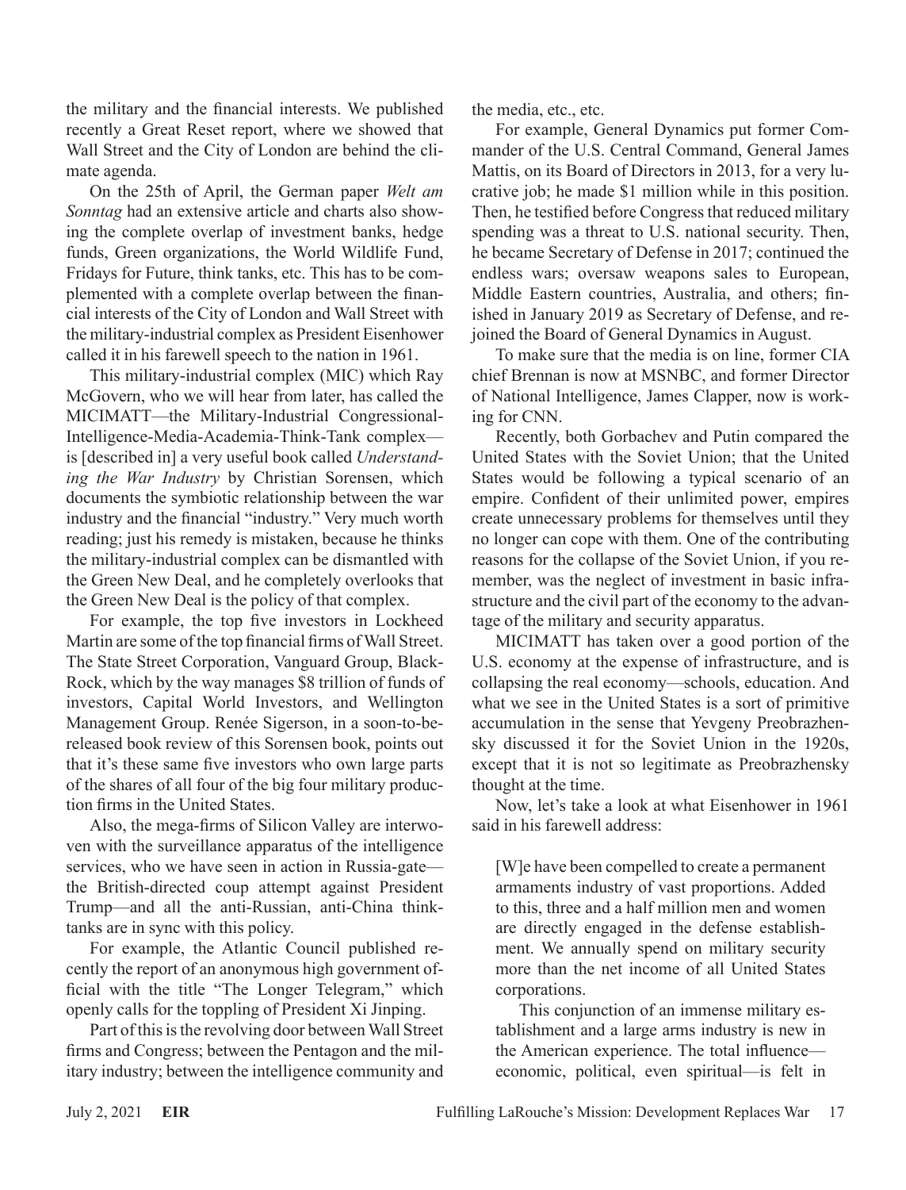the military and the financial interests. We published recently a Great Reset report, where we showed that Wall Street and the City of London are behind the climate agenda.

On the 25th of April, the German paper *Welt am Sonntag* had an extensive article and charts also showing the complete overlap of investment banks, hedge funds, Green organizations, the World Wildlife Fund, Fridays for Future, think tanks, etc. This has to be complemented with a complete overlap between the financial interests of the City of London and Wall Street with the military-industrial complex as President Eisenhower called it in his farewell speech to the nation in 1961.

This military-industrial complex (MIC) which Ray McGovern, who we will hear from later, has called the MICIMATT—the Military-Industrial Congressional-Intelligence-Media-Academia-Think-Tank complex—is [described in] a very useful book called *Understanding the War Industry* by Christian Sorensen, which documents the symbiotic relationship between the war industry and the financial "industry." Very much worth reading; just his remedy is mistaken, because he thinks the military-industrial complex can be dismantled with the Green New Deal, and he completely overlooks that the Green New Deal is the policy of that complex.

For example, the top five investors in Lockheed Martin are some of the top financial firms of Wall Street. The State Street Corporation, Vanguard Group, BlackRock, which by the way manages $8 trillion of funds of investors, Capital World Investors, and Wellington Management Group. Renée Sigerson, in a soon-to-be-released book review of this Sorensen book, points out that it's these same five investors who own large parts of the shares of all four of the big four military production firms in the United States.

Also, the mega-firms of Silicon Valley are interwoven with the surveillance apparatus of the intelligence services, who we have seen in action in Russia-gate—the British-directed coup attempt against President Trump—and all the anti-Russian, anti-China think-tanks are in sync with this policy.

For example, the Atlantic Council published recently the report of an anonymous high government official with the title "The Longer Telegram," which openly calls for the toppling of President Xi Jinping.

Part of this is the revolving door between Wall Street firms and Congress; between the Pentagon and the military industry; between the intelligence community and the media, etc., etc.

For example, General Dynamics put former Commander of the U.S. Central Command, General James Mattis, on its Board of Directors in 2013, for a very lucrative job; he made $1 million while in this position. Then, he testified before Congress that reduced military spending was a threat to U.S. national security. Then, he became Secretary of Defense in 2017; continued the endless wars; oversaw weapons sales to European, Middle Eastern countries, Australia, and others; finished in January 2019 as Secretary of Defense, and rejoined the Board of General Dynamics in August.

To make sure that the media is on line, former CIA chief Brennan is now at MSNBC, and former Director of National Intelligence, James Clapper, now is working for CNN.

Recently, both Gorbachev and Putin compared the United States with the Soviet Union; that the United States would be following a typical scenario of an empire. Confident of their unlimited power, empires create unnecessary problems for themselves until they no longer can cope with them. One of the contributing reasons for the collapse of the Soviet Union, if you remember, was the neglect of investment in basic infrastructure and the civil part of the economy to the advantage of the military and security apparatus.

MICIMATT has taken over a good portion of the U.S. economy at the expense of infrastructure, and is collapsing the real economy—schools, education. And what we see in the United States is a sort of primitive accumulation in the sense that Yevgeny Preobrazhensky discussed it for the Soviet Union in the 1920s, except that it is not so legitimate as Preobrazhensky thought at the time.

Now, let's take a look at what Eisenhower in 1961 said in his farewell address:

> [W]e have been compelled to create a permanent armaments industry of vast proportions. Added to this, three and a half million men and women are directly engaged in the defense establishment. We annually spend on military security more than the net income of all United States corporations.
>
> This conjunction of an immense military establishment and a large arms industry is new in the American experience. The total influence—economic, political, even spiritual—is felt in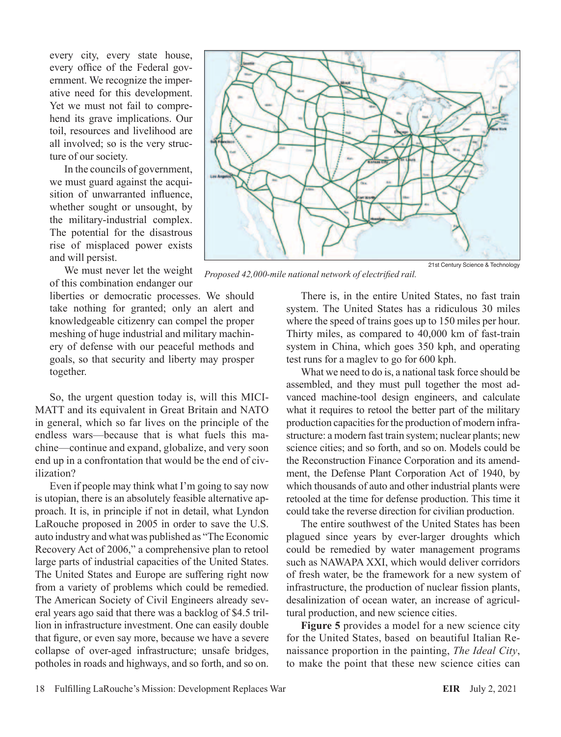every city, every state house, every office of the Federal government. We recognize the imperative need for this development. Yet we must not fail to comprehend its grave implications. Our toil, resources and livelihood are all involved; so is the very structure of our society.

In the councils of government, we must guard against the acquisition of unwarranted influence, whether sought or unsought, by the military-industrial complex. The potential for the disastrous rise of misplaced power exists and will persist.

We must never let the weight of this combination endanger our liberties or democratic processes. We should take nothing for granted; only an alert and knowledgeable citizenry can compel the proper meshing of huge industrial and military machinery of defense with our peaceful methods and goals, so that security and liberty may prosper together.

21st Century Science & Technology

*Proposed 42,000-mile national network of electrified rail.*

So, the urgent question today is, will this MICIMATT and its equivalent in Great Britain and NATO in general, which so far lives on the principle of the endless wars—because that is what fuels this machine—continue and expand, globalize, and very soon end up in a confrontation that would be the end of civilization?

Even if people may think what I'm going to say now is utopian, there is an absolutely feasible alternative approach. It is, in principle if not in detail, what Lyndon LaRouche proposed in 2005 in order to save the U.S. auto industry and what was published as "The Economic Recovery Act of 2006," a comprehensive plan to retool large parts of industrial capacities of the United States. The United States and Europe are suffering right now from a variety of problems which could be remedied. The American Society of Civil Engineers already several years ago said that there was a backlog of $4.5 trillion in infrastructure investment. One can easily double that figure, or even say more, because we have a severe collapse of over-aged infrastructure; unsafe bridges, potholes in roads and highways, and so forth, and so on.

There is, in the entire United States, no fast train system. The United States has a ridiculous 30 miles where the speed of trains goes up to 150 miles per hour. Thirty miles, as compared to 40,000 km of fast-train system in China, which goes 350 kph, and operating test runs for a maglev to go for 600 kph.

What we need to do is, a national task force should be assembled, and they must pull together the most advanced machine-tool design engineers, and calculate what it requires to retool the better part of the military production capacities for the production of modern infrastructure: a modern fast train system; nuclear plants; new science cities; and so forth, and so on. Models could be the Reconstruction Finance Corporation and its amendment, the Defense Plant Corporation Act of 1940, by which thousands of auto and other industrial plants were retooled at the time for defense production. This time it could take the reverse direction for civilian production.

The entire southwest of the United States has been plagued since years by ever-larger droughts which could be remedied by water management programs such as NAWAPA XXI, which would deliver corridors of fresh water, be the framework for a new system of infrastructure, the production of nuclear fission plants, desalinization of ocean water, an increase of agricultural production, and new science cities.

**Figure 5** provides a model for a new science city for the United States, based on beautiful Italian Renaissance proportion in the painting, *The Ideal City*, to make the point that these new science cities can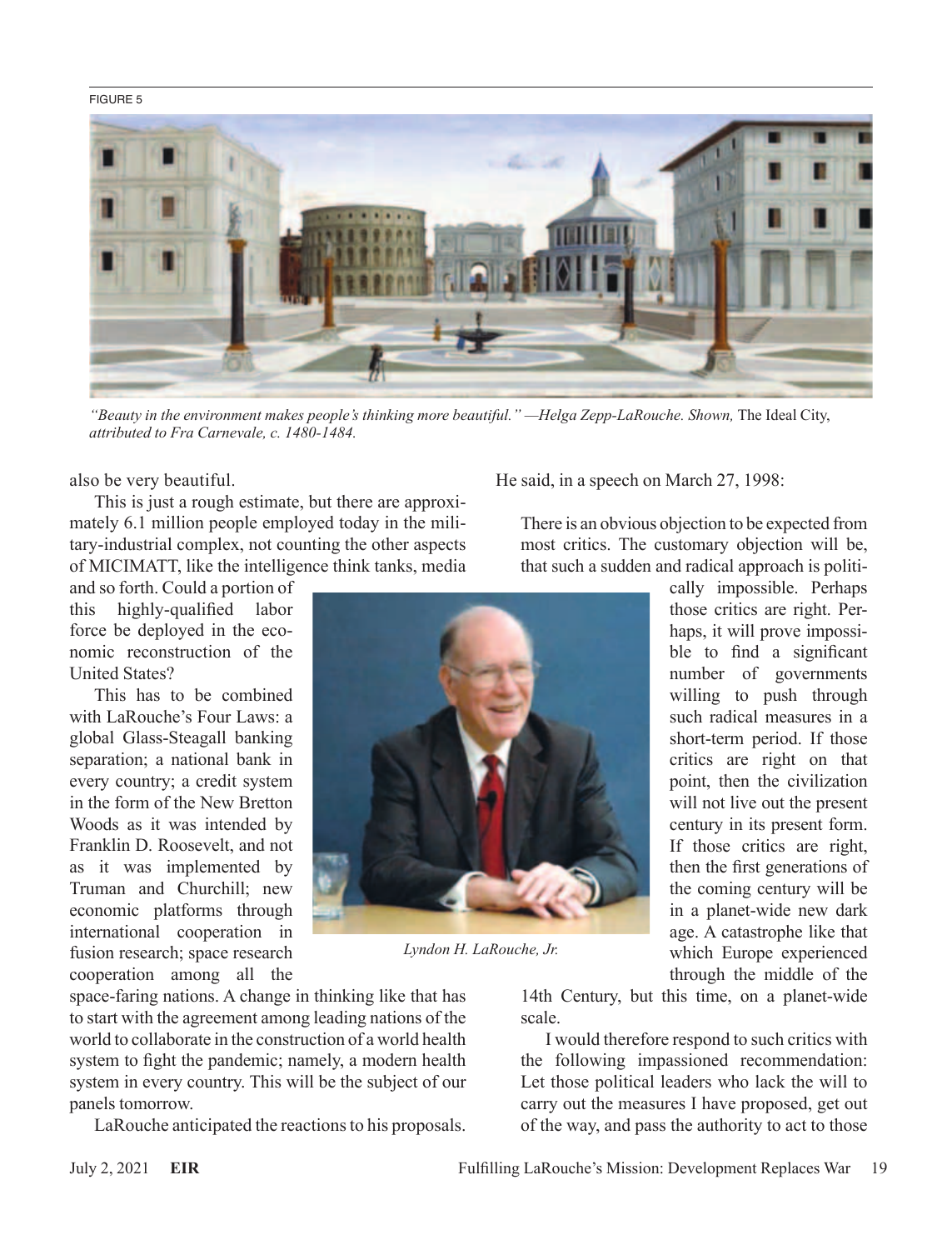FIGURE 5

*"Beauty in the environment makes people's thinking more beautiful." —Helga Zepp-LaRouche. Shown,* The Ideal City, *attributed to Fra Carnevale, c. 1480-1484.*

also be very beautiful.

This is just a rough estimate, but there are approximately 6.1 million people employed today in the military-industrial complex, not counting the other aspects of MICIMATT, like the intelligence think tanks, media and so forth. Could a portion of this highly-qualified labor force be deployed in the economic reconstruction of the United States?

This has to be combined with LaRouche's Four Laws: a global Glass-Steagall banking separation; a national bank in every country; a credit system in the form of the New Bretton Woods as it was intended by Franklin D. Roosevelt, and not as it was implemented by Truman and Churchill; new economic platforms through international cooperation in fusion research; space research cooperation among all the space-faring nations. A change in thinking like that has to start with the agreement among leading nations of the world to collaborate in the construction of a world health system to fight the pandemic; namely, a modern health system in every country. This will be the subject of our panels tomorrow.

*Lyndon H. LaRouche, Jr.*

LaRouche anticipated the reactions to his proposals. He said, in a speech on March 27, 1998:

> There is an obvious objection to be expected from most critics. The customary objection will be, that such a sudden and radical approach is politically impossible. Perhaps those critics are right. Perhaps, it will prove impossible to find a significant number of governments willing to push through such radical measures in a short-term period. If those critics are right on that point, then the civilization will not live out the present century in its present form. If those critics are right, then the first generations of the coming century will be in a planet-wide new dark age. A catastrophe like that which Europe experienced through the middle of the 14th Century, but this time, on a planet-wide scale.
>
> I would therefore respond to such critics with the following impassioned recommendation: Let those political leaders who lack the will to carry out the measures I have proposed, get out of the way, and pass the authority to act to those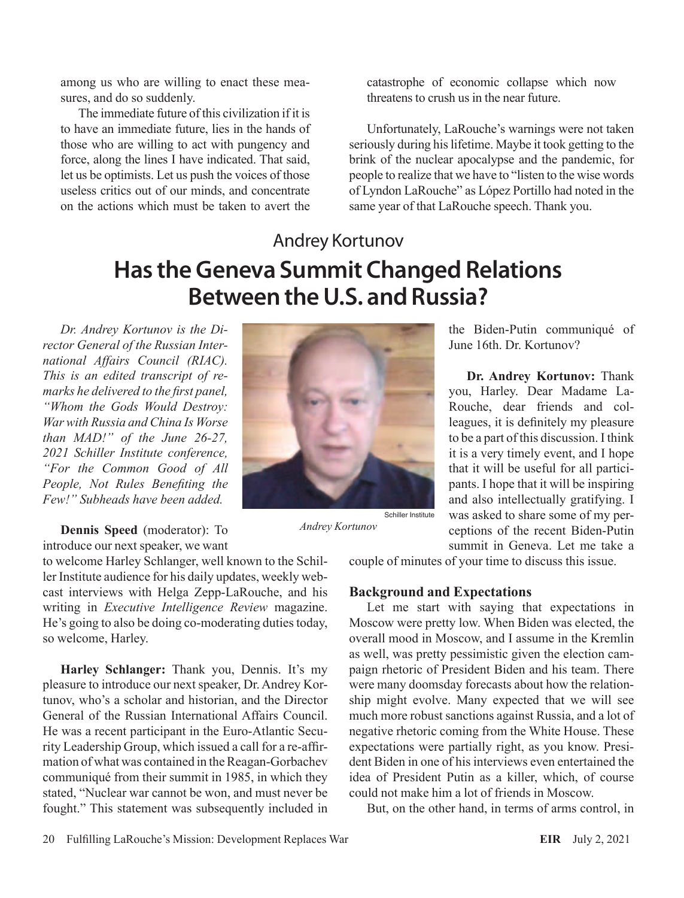among us who are willing to enact these measures, and do so suddenly.

The immediate future of this civilization if it is to have an immediate future, lies in the hands of those who are willing to act with pungency and force, along the lines I have indicated. That said, let us be optimists. Let us push the voices of those useless critics out of our minds, and concentrate on the actions which must be taken to avert the catastrophe of economic collapse which now threatens to crush us in the near future.

Unfortunately, LaRouche's warnings were not taken seriously during his lifetime. Maybe it took getting to the brink of the nuclear apocalypse and the pandemic, for people to realize that we have to "listen to the wise words of Lyndon LaRouche" as López Portillo had noted in the same year of that LaRouche speech. Thank you.

Andrey Kortunov

# Has the Geneva Summit Changed Relations Between the U.S. and Russia?

*Dr. Andrey Kortunov is the Director General of the Russian International Affairs Council (RIAC). This is an edited transcript of remarks he delivered to the first panel, "Whom the Gods Would Destroy: War with Russia and China Is Worse than MAD!" of the June 26-27, 2021 Schiller Institute conference, "For the Common Good of All People, Not Rules Benefiting the Few!" Subheads have been added.*

Schiller Institute

*Andrey Kortunov*

**Dennis Speed** (moderator): To introduce our next speaker, we want to welcome Harley Schlanger, well known to the Schiller Institute audience for his daily updates, weekly webcast interviews with Helga Zepp-LaRouche, and his writing in *Executive Intelligence Review* magazine. He's going to also be doing co-moderating duties today, so welcome, Harley.

**Harley Schlanger:** Thank you, Dennis. It's my pleasure to introduce our next speaker, Dr. Andrey Kortunov, who's a scholar and historian, and the Director General of the Russian International Affairs Council. He was a recent participant in the Euro-Atlantic Security Leadership Group, which issued a call for a re-affirmation of what was contained in the Reagan-Gorbachev communiqué from their summit in 1985, in which they stated, "Nuclear war cannot be won, and must never be fought." This statement was subsequently included in the Biden-Putin communiqué of June 16th. Dr. Kortunov?

**Dr. Andrey Kortunov:** Thank you, Harley. Dear Madame LaRouche, dear friends and colleagues, it is definitely my pleasure to be a part of this discussion. I think it is a very timely event, and I hope that it will be useful for all participants. I hope that it will be inspiring and also intellectually gratifying. I was asked to share some of my perceptions of the recent Biden-Putin summit in Geneva. Let me take a couple of minutes of your time to discuss this issue.

### Background and Expectations

Let me start with saying that expectations in Moscow were pretty low. When Biden was elected, the overall mood in Moscow, and I assume in the Kremlin as well, was pretty pessimistic given the election campaign rhetoric of President Biden and his team. There were many doomsday forecasts about how the relationship might evolve. Many expected that we will see much more robust sanctions against Russia, and a lot of negative rhetoric coming from the White House. These expectations were partially right, as you know. President Biden in one of his interviews even entertained the idea of President Putin as a killer, which, of course could not make him a lot of friends in Moscow.

But, on the other hand, in terms of arms control, in